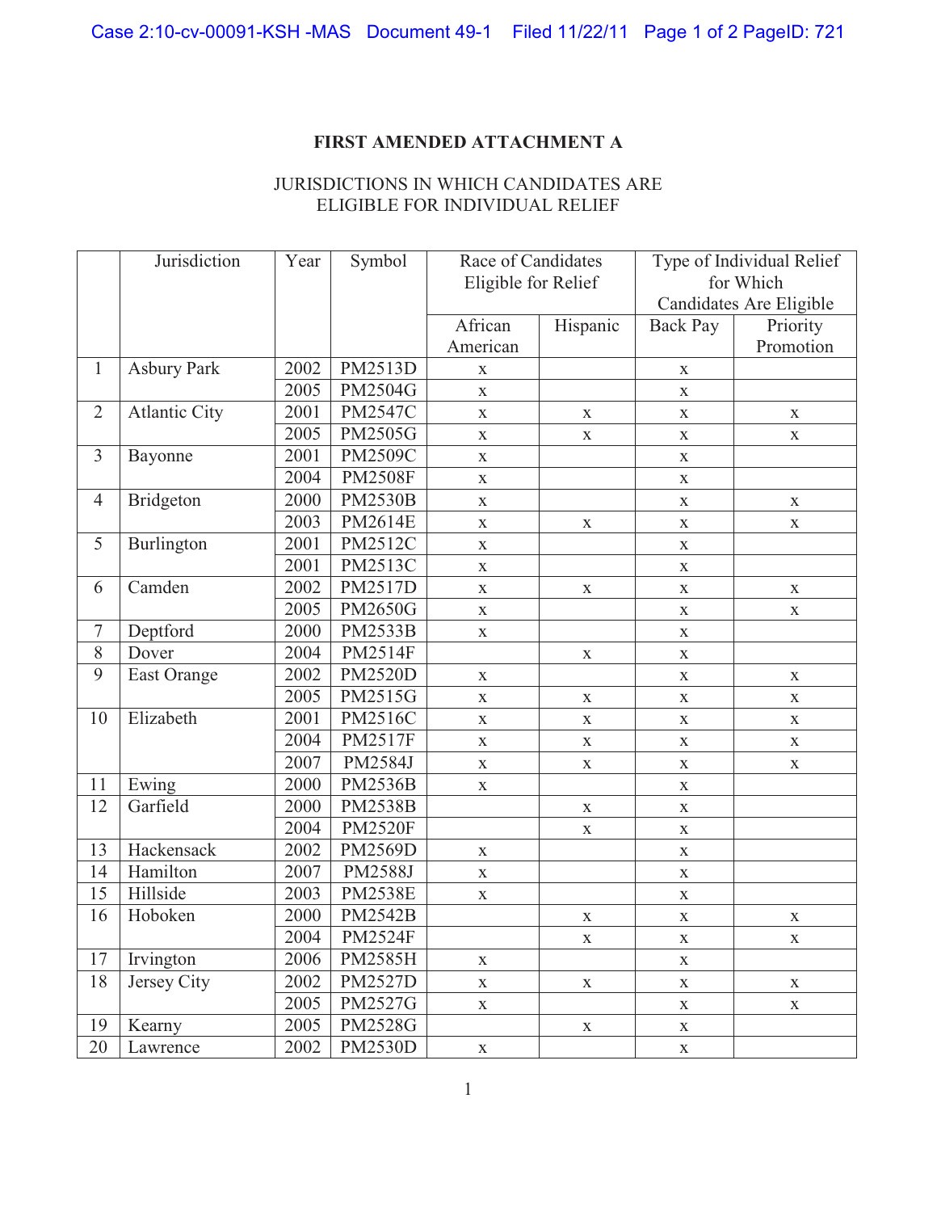**FIRST AMENDED ATTACHMENT A**

JURISDICTIONS IN WHICH CANDIDATES ARE ELIGIBLE FOR INDIVIDUAL RELIEF

| | Jurisdiction | Year | Symbol | Race of Candidates Eligible for Relief | | Type of Individual Relief for Which Candidates Are Eligible | |
|---|---|---|---|---|---|---|---|
| | | | | African American | Hispanic | Back Pay | Priority Promotion |
| 1 | Asbury Park | 2002 | PM2513D | x | | x | |
| | | 2005 | PM2504G | x | | x | |
| 2 | Atlantic City | 2001 | PM2547C | x | x | x | x |
| | | 2005 | PM2505G | x | x | x | x |
| 3 | Bayonne | 2001 | PM2509C | x | | x | |
| | | 2004 | PM2508F | x | | x | |
| 4 | Bridgeton | 2000 | PM2530B | x | | x | x |
| | | 2003 | PM2614E | x | x | x | x |
| 5 | Burlington | 2001 | PM2512C | x | | x | |
| | | 2001 | PM2513C | x | | x | |
| 6 | Camden | 2002 | PM2517D | x | x | x | x |
| | | 2005 | PM2650G | x | | x | x |
| 7 | Deptford | 2000 | PM2533B | x | | x | |
| 8 | Dover | 2004 | PM2514F | | x | x | |
| 9 | East Orange | 2002 | PM2520D | x | | x | x |
| | | 2005 | PM2515G | x | x | x | x |
| 10 | Elizabeth | 2001 | PM2516C | x | x | x | x |
| | | 2004 | PM2517F | x | x | x | x |
| | | 2007 | PM2584J | x | x | x | x |
| 11 | Ewing | 2000 | PM2536B | x | | x | |
| 12 | Garfield | 2000 | PM2538B | | x | x | |
| | | 2004 | PM2520F | | x | x | |
| 13 | Hackensack | 2002 | PM2569D | x | | x | |
| 14 | Hamilton | 2007 | PM2588J | x | | x | |
| 15 | Hillside | 2003 | PM2538E | x | | x | |
| 16 | Hoboken | 2000 | PM2542B | | x | x | x |
| | | 2004 | PM2524F | | x | x | x |
| 17 | Irvington | 2006 | PM2585H | x | | x | |
| 18 | Jersey City | 2002 | PM2527D | x | x | x | x |
| | | 2005 | PM2527G | x | | x | x |
| 19 | Kearny | 2005 | PM2528G | | x | x | |
| 20 | Lawrence | 2002 | PM2530D | x | | x | |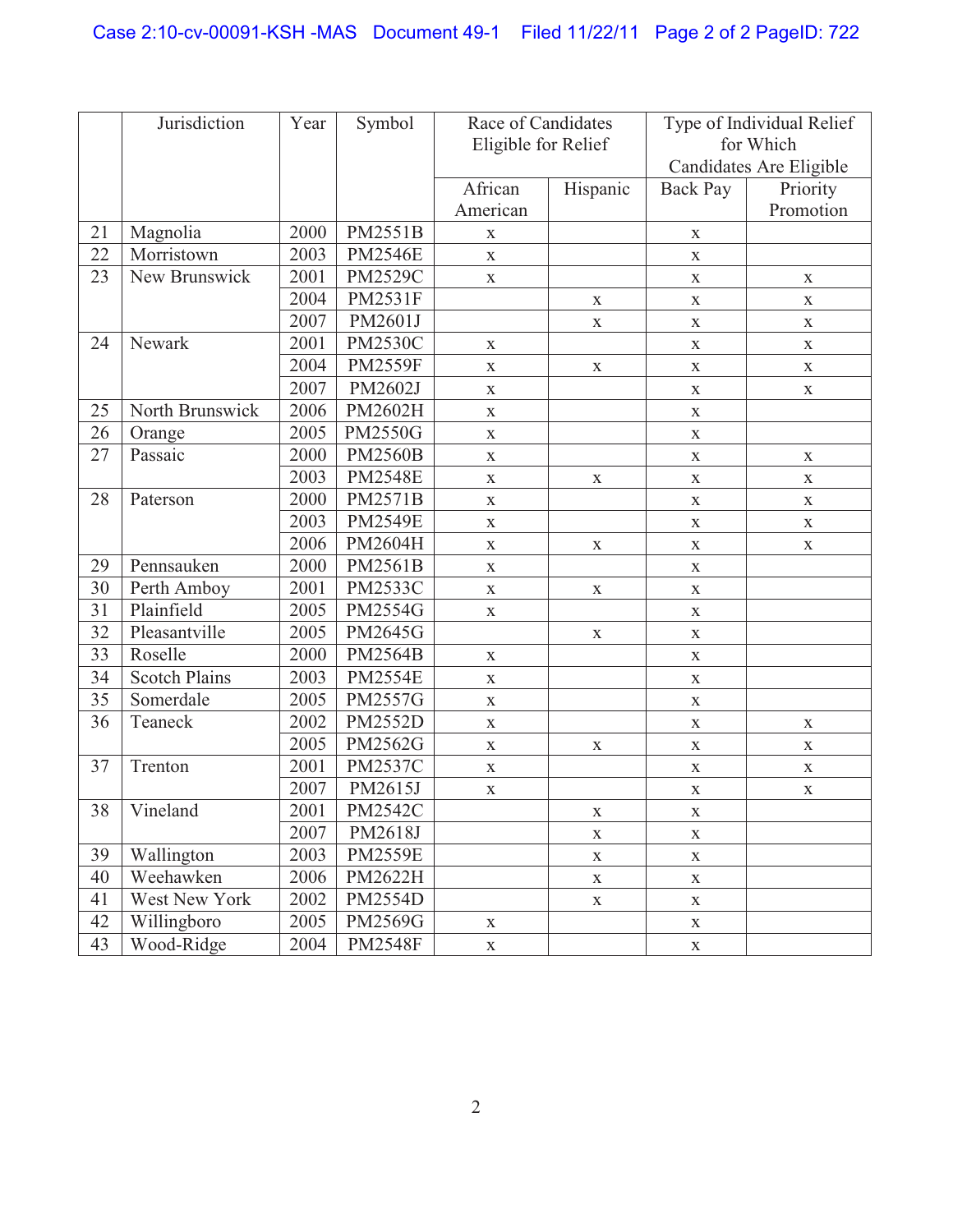| | Jurisdiction | Year | Symbol | Race of Candidates Eligible for Relief | | Type of Individual Relief for Which Candidates Are Eligible | |
|---|---|---|---|---|---|---|---|
| | | | | African American | Hispanic | Back Pay | Priority Promotion |
| 21 | Magnolia | 2000 | PM2551B | x | | x | |
| 22 | Morristown | 2003 | PM2546E | x | | x | |
| 23 | New Brunswick | 2001 | PM2529C | x | | x | x |
| | | 2004 | PM2531F | | x | x | x |
| | | 2007 | PM2601J | | x | x | x |
| 24 | Newark | 2001 | PM2530C | x | | x | x |
| | | 2004 | PM2559F | x | x | x | x |
| | | 2007 | PM2602J | x | | x | x |
| 25 | North Brunswick | 2006 | PM2602H | x | | x | |
| 26 | Orange | 2005 | PM2550G | x | | x | |
| 27 | Passaic | 2000 | PM2560B | x | | x | x |
| | | 2003 | PM2548E | x | x | x | x |
| 28 | Paterson | 2000 | PM2571B | x | | x | x |
| | | 2003 | PM2549E | x | | x | x |
| | | 2006 | PM2604H | x | x | x | x |
| 29 | Pennsauken | 2000 | PM2561B | x | | x | |
| 30 | Perth Amboy | 2001 | PM2533C | x | x | x | |
| 31 | Plainfield | 2005 | PM2554G | x | | x | |
| 32 | Pleasantville | 2005 | PM2645G | | x | x | |
| 33 | Roselle | 2000 | PM2564B | x | | x | |
| 34 | Scotch Plains | 2003 | PM2554E | x | | x | |
| 35 | Somerdale | 2005 | PM2557G | x | | x | |
| 36 | Teaneck | 2002 | PM2552D | x | | x | x |
| | | 2005 | PM2562G | x | x | x | x |
| 37 | Trenton | 2001 | PM2537C | x | | x | x |
| | | 2007 | PM2615J | x | | x | x |
| 38 | Vineland | 2001 | PM2542C | | x | x | |
| | | 2007 | PM2618J | | x | x | |
| 39 | Wallington | 2003 | PM2559E | | x | x | |
| 40 | Weehawken | 2006 | PM2622H | | x | x | |
| 41 | West New York | 2002 | PM2554D | | x | x | |
| 42 | Willingboro | 2005 | PM2569G | x | | x | |
| 43 | Wood-Ridge | 2004 | PM2548F | x | | x | |